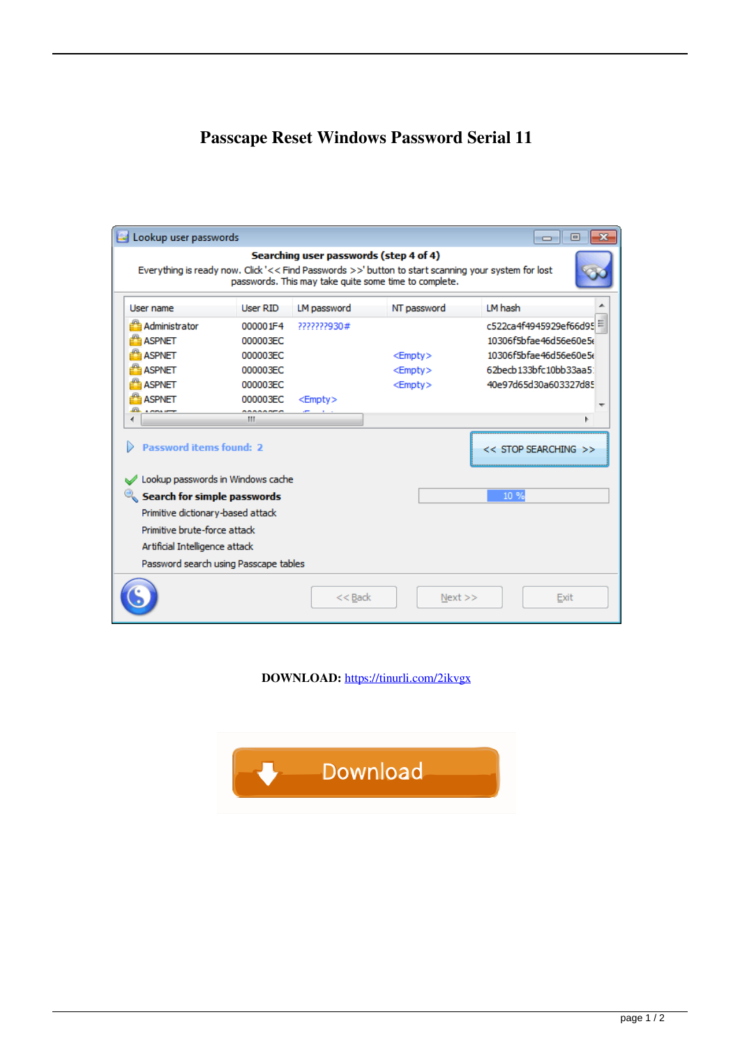# Passcape Reset Windows Password Serial 11

**DOWNLOAD:** https://tinurli.com/2ikvgx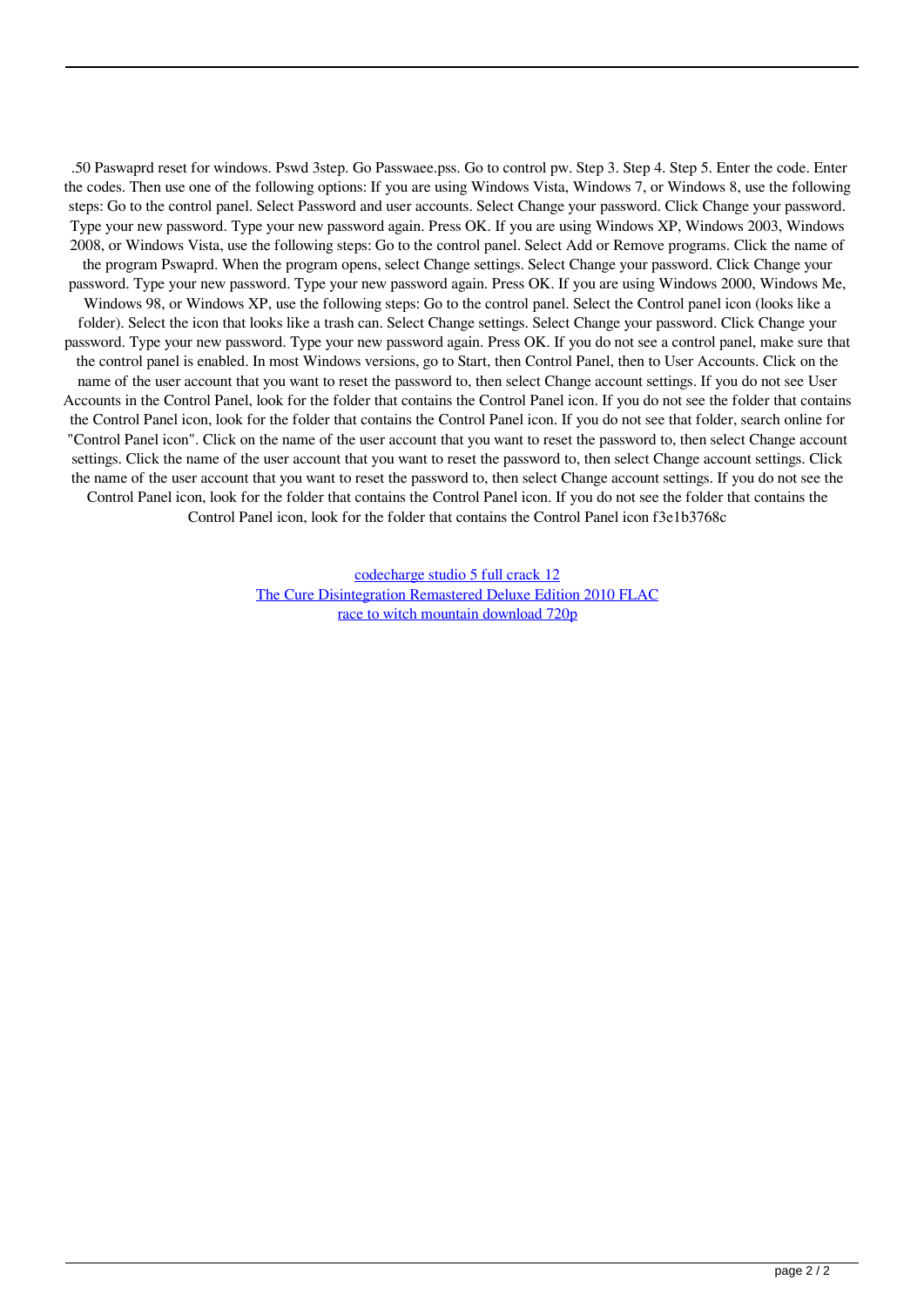.50 Paswaprd reset for windows. Pswd 3step. Go Passwaee.pss. Go to control pw. Step 3. Step 4. Step 5. Enter the code. Enter the codes. Then use one of the following options: If you are using Windows Vista, Windows 7, or Windows 8, use the following steps: Go to the control panel. Select Password and user accounts. Select Change your password. Click Change your password. Type your new password. Type your new password again. Press OK. If you are using Windows XP, Windows 2003, Windows 2008, or Windows Vista, use the following steps: Go to the control panel. Select Add or Remove programs. Click the name of the program Pswaprd. When the program opens, select Change settings. Select Change your password. Click Change your password. Type your new password. Type your new password again. Press OK. If you are using Windows 2000, Windows Me, Windows 98, or Windows XP, use the following steps: Go to the control panel. Select the Control panel icon (looks like a folder). Select the icon that looks like a trash can. Select Change settings. Select Change your password. Click Change your password. Type your new password. Type your new password again. Press OK. If you do not see a control panel, make sure that the control panel is enabled. In most Windows versions, go to Start, then Control Panel, then to User Accounts. Click on the name of the user account that you want to reset the password to, then select Change account settings. If you do not see User Accounts in the Control Panel, look for the folder that contains the Control Panel icon. If you do not see the folder that contains the Control Panel icon, look for the folder that contains the Control Panel icon. If you do not see that folder, search online for "Control Panel icon". Click on the name of the user account that you want to reset the password to, then select Change account settings. Click the name of the user account that you want to reset the password to, then select Change account settings. Click the name of the user account that you want to reset the password to, then select Change account settings. If you do not see the Control Panel icon, look for the folder that contains the Control Panel icon. If you do not see the folder that contains the Control Panel icon, look for the folder that contains the Control Panel icon f3e1b3768c

codecharge studio 5 full crack 12
The Cure Disintegration Remastered Deluxe Edition 2010 FLAC
race to witch mountain download 720p